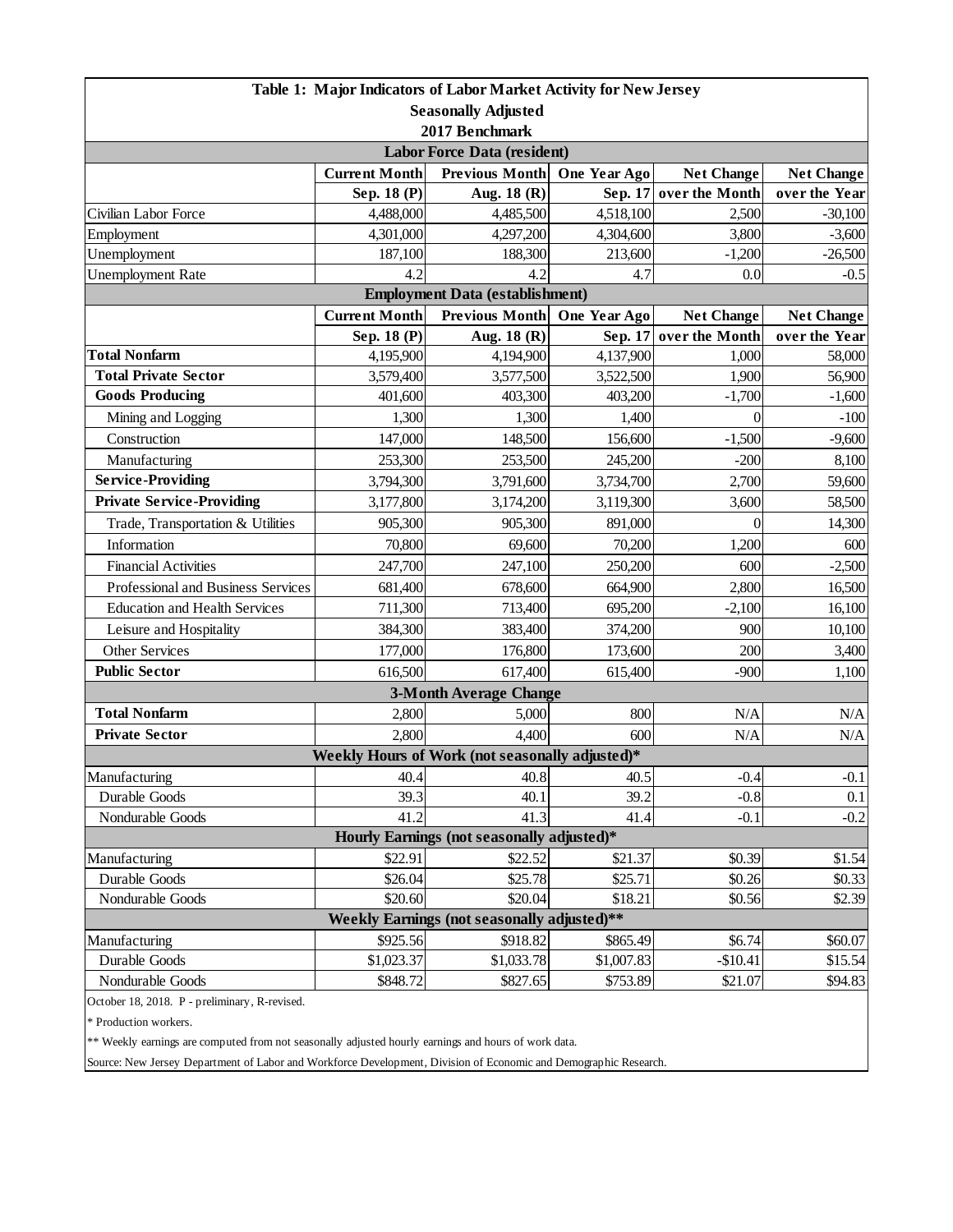# Table 1: Major Indicators of Labor Market Activity for New Jersey

**Seasonally Adjusted**

**2017 Benchmark**

| | Current Month | Previous Month | One Year Ago | Net Change | Net Change |
|---|---|---|---|---|---|
| | Sep. 18 (P) | Aug. 18 (R) | Sep. 17 | over the Month | over the Year |
| **Labor Force Data (resident)** | | | | | |
| Civilian Labor Force | 4,488,000 | 4,485,500 | 4,518,100 | 2,500 | -30,100 |
| Employment | 4,301,000 | 4,297,200 | 4,304,600 | 3,800 | -3,600 |
| Unemployment | 187,100 | 188,300 | 213,600 | -1,200 | -26,500 |
| Unemployment Rate | 4.2 | 4.2 | 4.7 | 0.0 | -0.5 |
| **Employment Data (establishment)** | | | | | |
| **Total Nonfarm** | 4,195,900 | 4,194,900 | 4,137,900 | 1,000 | 58,000 |
| **Total Private Sector** | 3,579,400 | 3,577,500 | 3,522,500 | 1,900 | 56,900 |
| **Goods Producing** | 401,600 | 403,300 | 403,200 | -1,700 | -1,600 |
| Mining and Logging | 1,300 | 1,300 | 1,400 | 0 | -100 |
| Construction | 147,000 | 148,500 | 156,600 | -1,500 | -9,600 |
| Manufacturing | 253,300 | 253,500 | 245,200 | -200 | 8,100 |
| **Service-Providing** | 3,794,300 | 3,791,600 | 3,734,700 | 2,700 | 59,600 |
| **Private Service-Providing** | 3,177,800 | 3,174,200 | 3,119,300 | 3,600 | 58,500 |
| Trade, Transportation & Utilities | 905,300 | 905,300 | 891,000 | 0 | 14,300 |
| Information | 70,800 | 69,600 | 70,200 | 1,200 | 600 |
| Financial Activities | 247,700 | 247,100 | 250,200 | 600 | -2,500 |
| Professional and Business Services | 681,400 | 678,600 | 664,900 | 2,800 | 16,500 |
| Education and Health Services | 711,300 | 713,400 | 695,200 | -2,100 | 16,100 |
| Leisure and Hospitality | 384,300 | 383,400 | 374,200 | 900 | 10,100 |
| Other Services | 177,000 | 176,800 | 173,600 | 200 | 3,400 |
| **Public Sector** | 616,500 | 617,400 | 615,400 | -900 | 1,100 |
| **3-Month Average Change** | | | | | |
| **Total Nonfarm** | 2,800 | 5,000 | 800 | N/A | N/A |
| **Private Sector** | 2,800 | 4,400 | 600 | N/A | N/A |
| **Weekly Hours of Work (not seasonally adjusted)*** | | | | | |
| Manufacturing | 40.4 | 40.8 | 40.5 | -0.4 | -0.1 |
| Durable Goods | 39.3 | 40.1 | 39.2 | -0.8 | 0.1 |
| Nondurable Goods | 41.2 | 41.3 | 41.4 | -0.1 | -0.2 |
| **Hourly Earnings (not seasonally adjusted)*** | | | | | |
| Manufacturing | $22.91 | $22.52 | $21.37 | $0.39 | $1.54 |
| Durable Goods | $26.04 | $25.78 | $25.71 | $0.26 | $0.33 |
| Nondurable Goods | $20.60 | $20.04 | $18.21 | $0.56 | $2.39 |
| **Weekly Earnings (not seasonally adjusted)**** | | | | | |
| Manufacturing | $925.56 | $918.82 | $865.49 | $6.74 | $60.07 |
| Durable Goods | $1,023.37 | $1,033.78 | $1,007.83 | -$10.41 | $15.54 |
| Nondurable Goods | $848.72 | $827.65 | $753.89 | $21.07 | $94.83 |

October 18, 2018. P - preliminary, R-revised.

* Production workers.

** Weekly earnings are computed from not seasonally adjusted hourly earnings and hours of work data.

Source: New Jersey Department of Labor and Workforce Development, Division of Economic and Demographic Research.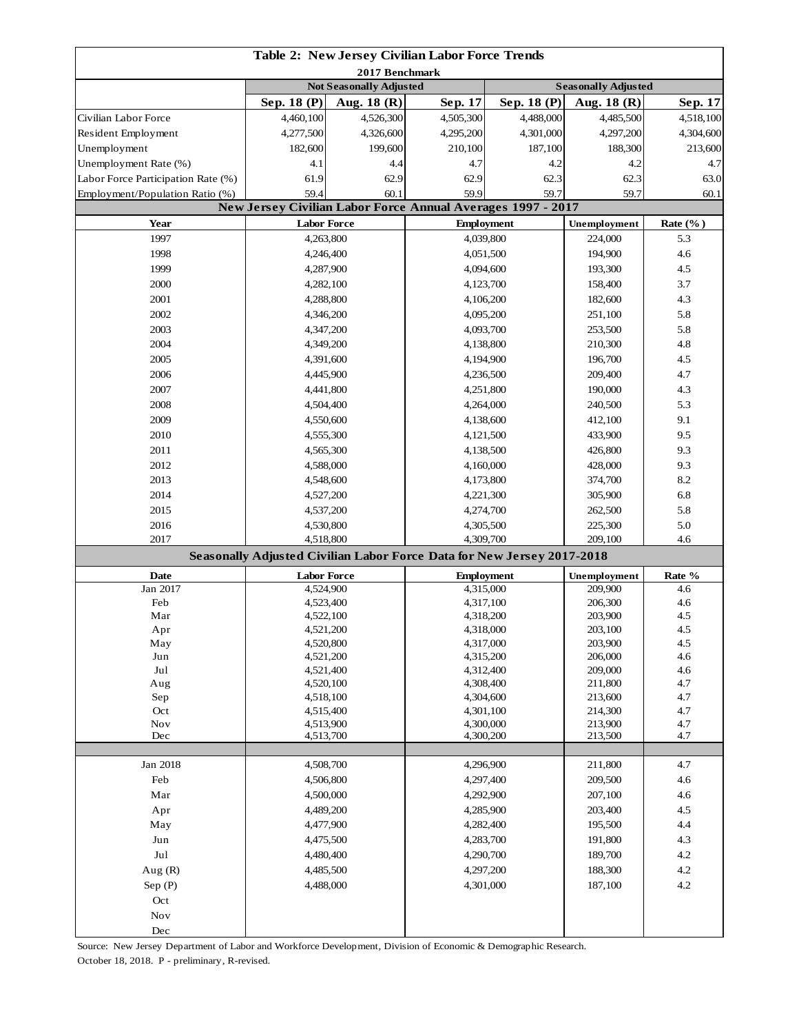## Table 2: New Jersey Civilian Labor Force Trends

2017 Benchmark

| | Not Seasonally Adjusted | | | Seasonally Adjusted | | |
|---|---|---|---|---|---|---|
| | Sep. 18 (P) | Aug. 18 (R) | Sep. 17 | Sep. 18 (P) | Aug. 18 (R) | Sep. 17 |
| Civilian Labor Force | 4,460,100 | 4,526,300 | 4,505,300 | 4,488,000 | 4,485,500 | 4,518,100 |
| Resident Employment | 4,277,500 | 4,326,600 | 4,295,200 | 4,301,000 | 4,297,200 | 4,304,600 |
| Unemployment | 182,600 | 199,600 | 210,100 | 187,100 | 188,300 | 213,600 |
| Unemployment Rate (%) | 4.1 | 4.4 | 4.7 | 4.2 | 4.2 | 4.7 |
| Labor Force Participation Rate (%) | 61.9 | 62.9 | 62.9 | 62.3 | 62.3 | 63.0 |
| Employment/Population Ratio (%) | 59.4 | 60.1 | 59.9 | 59.7 | 59.7 | 60.1 |

### New Jersey Civilian Labor Force Annual Averages 1997 - 2017

| Year | Labor Force | Employment | Unemployment | Rate (%) |
|---|---|---|---|---|
| 1997 | 4,263,800 | 4,039,800 | 224,000 | 5.3 |
| 1998 | 4,246,400 | 4,051,500 | 194,900 | 4.6 |
| 1999 | 4,287,900 | 4,094,600 | 193,300 | 4.5 |
| 2000 | 4,282,100 | 4,123,700 | 158,400 | 3.7 |
| 2001 | 4,288,800 | 4,106,200 | 182,600 | 4.3 |
| 2002 | 4,346,200 | 4,095,200 | 251,100 | 5.8 |
| 2003 | 4,347,200 | 4,093,700 | 253,500 | 5.8 |
| 2004 | 4,349,200 | 4,138,800 | 210,300 | 4.8 |
| 2005 | 4,391,600 | 4,194,900 | 196,700 | 4.5 |
| 2006 | 4,445,900 | 4,236,500 | 209,400 | 4.7 |
| 2007 | 4,441,800 | 4,251,800 | 190,000 | 4.3 |
| 2008 | 4,504,400 | 4,264,000 | 240,500 | 5.3 |
| 2009 | 4,550,600 | 4,138,600 | 412,100 | 9.1 |
| 2010 | 4,555,300 | 4,121,500 | 433,900 | 9.5 |
| 2011 | 4,565,300 | 4,138,500 | 426,800 | 9.3 |
| 2012 | 4,588,000 | 4,160,000 | 428,000 | 9.3 |
| 2013 | 4,548,600 | 4,173,800 | 374,700 | 8.2 |
| 2014 | 4,527,200 | 4,221,300 | 305,900 | 6.8 |
| 2015 | 4,537,200 | 4,274,700 | 262,500 | 5.8 |
| 2016 | 4,530,800 | 4,305,500 | 225,300 | 5.0 |
| 2017 | 4,518,800 | 4,309,700 | 209,100 | 4.6 |

### Seasonally Adjusted Civilian Labor Force Data for New Jersey 2017-2018

| Date | Labor Force | Employment | Unemployment | Rate % |
|---|---|---|---|---|
| Jan 2017 | 4,524,900 | 4,315,000 | 209,900 | 4.6 |
| Feb | 4,523,400 | 4,317,100 | 206,300 | 4.6 |
| Mar | 4,522,100 | 4,318,200 | 203,900 | 4.5 |
| Apr | 4,521,200 | 4,318,000 | 203,100 | 4.5 |
| May | 4,520,800 | 4,317,000 | 203,900 | 4.5 |
| Jun | 4,521,200 | 4,315,200 | 206,000 | 4.6 |
| Jul | 4,521,400 | 4,312,400 | 209,000 | 4.6 |
| Aug | 4,520,100 | 4,308,400 | 211,800 | 4.7 |
| Sep | 4,518,100 | 4,304,600 | 213,600 | 4.7 |
| Oct | 4,515,400 | 4,301,100 | 214,300 | 4.7 |
| Nov | 4,513,900 | 4,300,000 | 213,900 | 4.7 |
| Dec | 4,513,700 | 4,300,200 | 213,500 | 4.7 |
| | | | | |
| Jan 2018 | 4,508,700 | 4,296,900 | 211,800 | 4.7 |
| Feb | 4,506,800 | 4,297,400 | 209,500 | 4.6 |
| Mar | 4,500,000 | 4,292,900 | 207,100 | 4.6 |
| Apr | 4,489,200 | 4,285,900 | 203,400 | 4.5 |
| May | 4,477,900 | 4,282,400 | 195,500 | 4.4 |
| Jun | 4,475,500 | 4,283,700 | 191,800 | 4.3 |
| Jul | 4,480,400 | 4,290,700 | 189,700 | 4.2 |
| Aug (R) | 4,485,500 | 4,297,200 | 188,300 | 4.2 |
| Sep (P) | 4,488,000 | 4,301,000 | 187,100 | 4.2 |
| Oct | | | | |
| Nov | | | | |
| Dec | | | | |

Source: New Jersey Department of Labor and Workforce Development, Division of Economic & Demographic Research.

October 18, 2018. P - preliminary, R-revised.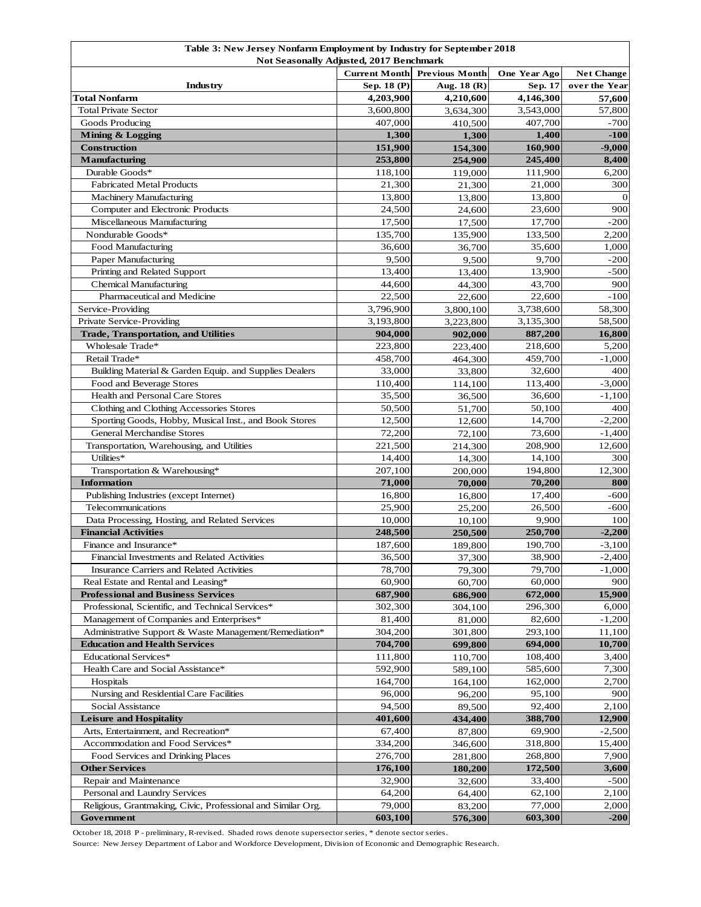| Table 3: New Jersey Nonfarm Employment by Industry for September 2018<br>Not Seasonally Adjusted, 2017 Benchmark | | | | |
|---|---|---|---|---|
| **Industry** | **Current Month Sep. 18 (P)** | **Previous Month Aug. 18 (R)** | **One Year Ago Sep. 17** | **Net Change over the Year** |
| **Total Nonfarm** | **4,203,900** | **4,210,600** | **4,146,300** | **57,600** |
| Total Private Sector | 3,600,800 | 3,634,300 | 3,543,000 | 57,800 |
| Goods Producing | 407,000 | 410,500 | 407,700 | -700 |
| **Mining & Logging** | **1,300** | **1,300** | **1,400** | **-100** |
| **Construction** | **151,900** | **154,300** | **160,900** | **-9,000** |
| **Manufacturing** | **253,800** | **254,900** | **245,400** | **8,400** |
| Durable Goods* | 118,100 | 119,000 | 111,900 | 6,200 |
| Fabricated Metal Products | 21,300 | 21,300 | 21,000 | 300 |
| Machinery Manufacturing | 13,800 | 13,800 | 13,800 | 0 |
| Computer and Electronic Products | 24,500 | 24,600 | 23,600 | 900 |
| Miscellaneous Manufacturing | 17,500 | 17,500 | 17,700 | -200 |
| Nondurable Goods* | 135,700 | 135,900 | 133,500 | 2,200 |
| Food Manufacturing | 36,600 | 36,700 | 35,600 | 1,000 |
| Paper Manufacturing | 9,500 | 9,500 | 9,700 | -200 |
| Printing and Related Support | 13,400 | 13,400 | 13,900 | -500 |
| Chemical Manufacturing | 44,600 | 44,300 | 43,700 | 900 |
| Pharmaceutical and Medicine | 22,500 | 22,600 | 22,600 | -100 |
| Service-Providing | 3,796,900 | 3,800,100 | 3,738,600 | 58,300 |
| Private Service-Providing | 3,193,800 | 3,223,800 | 3,135,300 | 58,500 |
| **Trade, Transportation, and Utilities** | **904,000** | **902,000** | **887,200** | **16,800** |
| Wholesale Trade* | 223,800 | 223,400 | 218,600 | 5,200 |
| Retail Trade* | 458,700 | 464,300 | 459,700 | -1,000 |
| Building Material & Garden Equip. and Supplies Dealers | 33,000 | 33,800 | 32,600 | 400 |
| Food and Beverage Stores | 110,400 | 114,100 | 113,400 | -3,000 |
| Health and Personal Care Stores | 35,500 | 36,500 | 36,600 | -1,100 |
| Clothing and Clothing Accessories Stores | 50,500 | 51,700 | 50,100 | 400 |
| Sporting Goods, Hobby, Musical Inst., and Book Stores | 12,500 | 12,600 | 14,700 | -2,200 |
| General Merchandise Stores | 72,200 | 72,100 | 73,600 | -1,400 |
| Transportation, Warehousing, and Utilities | 221,500 | 214,300 | 208,900 | 12,600 |
| Utilities* | 14,400 | 14,300 | 14,100 | 300 |
| Transportation & Warehousing* | 207,100 | 200,000 | 194,800 | 12,300 |
| **Information** | **71,000** | **70,000** | **70,200** | **800** |
| Publishing Industries (except Internet) | 16,800 | 16,800 | 17,400 | -600 |
| Telecommunications | 25,900 | 25,200 | 26,500 | -600 |
| Data Processing, Hosting, and Related Services | 10,000 | 10,100 | 9,900 | 100 |
| **Financial Activities** | **248,500** | **250,500** | **250,700** | **-2,200** |
| Finance and Insurance* | 187,600 | 189,800 | 190,700 | -3,100 |
| Financial Investments and Related Activities | 36,500 | 37,300 | 38,900 | -2,400 |
| Insurance Carriers and Related Activities | 78,700 | 79,300 | 79,700 | -1,000 |
| Real Estate and Rental and Leasing* | 60,900 | 60,700 | 60,000 | 900 |
| **Professional and Business Services** | **687,900** | **686,900** | **672,000** | **15,900** |
| Professional, Scientific, and Technical Services* | 302,300 | 304,100 | 296,300 | 6,000 |
| Management of Companies and Enterprises* | 81,400 | 81,000 | 82,600 | -1,200 |
| Administrative Support & Waste Management/Remediation* | 304,200 | 301,800 | 293,100 | 11,100 |
| **Education and Health Services** | **704,700** | **699,800** | **694,000** | **10,700** |
| Educational Services* | 111,800 | 110,700 | 108,400 | 3,400 |
| Health Care and Social Assistance* | 592,900 | 589,100 | 585,600 | 7,300 |
| Hospitals | 164,700 | 164,100 | 162,000 | 2,700 |
| Nursing and Residential Care Facilities | 96,000 | 96,200 | 95,100 | 900 |
| Social Assistance | 94,500 | 89,500 | 92,400 | 2,100 |
| **Leisure and Hospitality** | **401,600** | **434,400** | **388,700** | **12,900** |
| Arts, Entertainment, and Recreation* | 67,400 | 87,800 | 69,900 | -2,500 |
| Accommodation and Food Services* | 334,200 | 346,600 | 318,800 | 15,400 |
| Food Services and Drinking Places | 276,700 | 281,800 | 268,800 | 7,900 |
| **Other Services** | **176,100** | **180,200** | **172,500** | **3,600** |
| Repair and Maintenance | 32,900 | 32,600 | 33,400 | -500 |
| Personal and Laundry Services | 64,200 | 64,400 | 62,100 | 2,100 |
| Religious, Grantmaking, Civic, Professional and Similar Org. | 79,000 | 83,200 | 77,000 | 2,000 |
| **Government** | **603,100** | **576,300** | **603,300** | **-200** |

October 18, 2018 P - preliminary, R-revised. Shaded rows denote supersector series, * denote sector series.

Source: New Jersey Department of Labor and Workforce Development, Division of Economic and Demographic Research.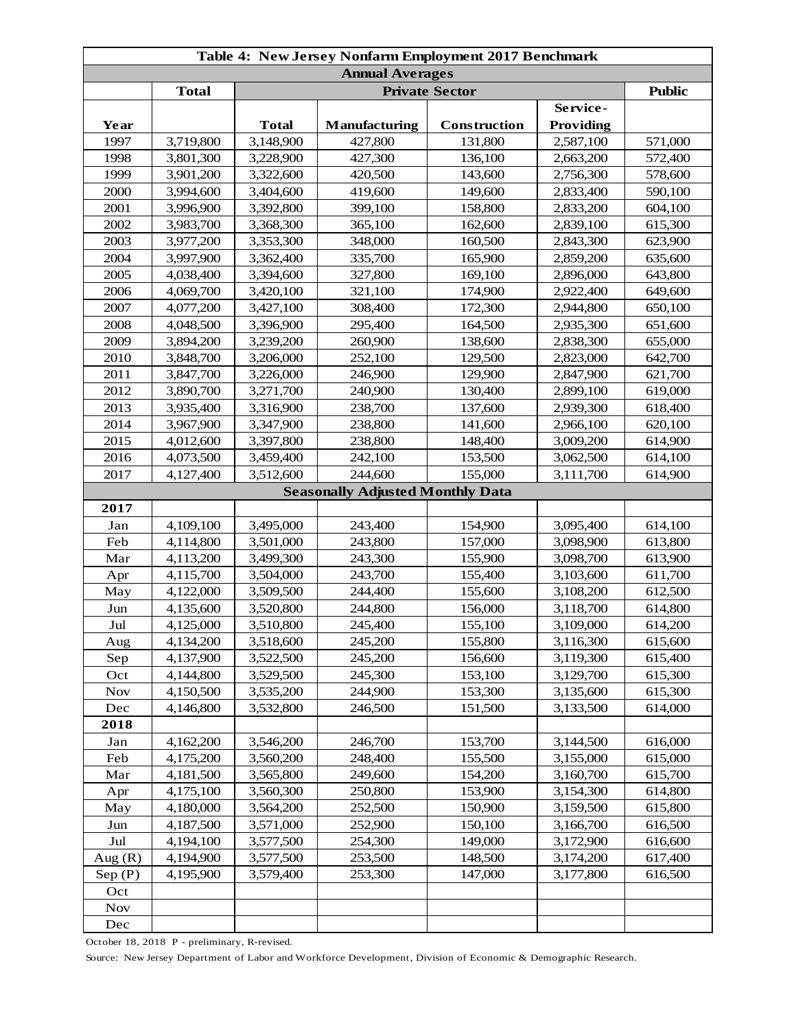**Table 4: New Jersey Nonfarm Employment 2017 Benchmark**

| Year | Total | Private Sector | | | | Public |
|---|---|---|---|---|---|---|
| | | Total | Manufacturing | Construction | Service-Providing | |
| **Annual Averages** | | | | | | |
| 1997 | 3,719,800 | 3,148,900 | 427,800 | 131,800 | 2,587,100 | 571,000 |
| 1998 | 3,801,300 | 3,228,900 | 427,300 | 136,100 | 2,663,200 | 572,400 |
| 1999 | 3,901,200 | 3,322,600 | 420,500 | 143,600 | 2,756,300 | 578,600 |
| 2000 | 3,994,600 | 3,404,600 | 419,600 | 149,600 | 2,833,400 | 590,100 |
| 2001 | 3,996,900 | 3,392,800 | 399,100 | 158,800 | 2,833,200 | 604,100 |
| 2002 | 3,983,700 | 3,368,300 | 365,100 | 162,600 | 2,839,100 | 615,300 |
| 2003 | 3,977,200 | 3,353,300 | 348,000 | 160,500 | 2,843,300 | 623,900 |
| 2004 | 3,997,900 | 3,362,400 | 335,700 | 165,900 | 2,859,200 | 635,600 |
| 2005 | 4,038,400 | 3,394,600 | 327,800 | 169,100 | 2,896,000 | 643,800 |
| 2006 | 4,069,700 | 3,420,100 | 321,100 | 174,900 | 2,922,400 | 649,600 |
| 2007 | 4,077,200 | 3,427,100 | 308,400 | 172,300 | 2,944,800 | 650,100 |
| 2008 | 4,048,500 | 3,396,900 | 295,400 | 164,500 | 2,935,300 | 651,600 |
| 2009 | 3,894,200 | 3,239,200 | 260,900 | 138,600 | 2,838,300 | 655,000 |
| 2010 | 3,848,700 | 3,206,000 | 252,100 | 129,500 | 2,823,000 | 642,700 |
| 2011 | 3,847,700 | 3,226,000 | 246,900 | 129,900 | 2,847,900 | 621,700 |
| 2012 | 3,890,700 | 3,271,700 | 240,900 | 130,400 | 2,899,100 | 619,000 |
| 2013 | 3,935,400 | 3,316,900 | 238,700 | 137,600 | 2,939,300 | 618,400 |
| 2014 | 3,967,900 | 3,347,900 | 238,800 | 141,600 | 2,966,100 | 620,100 |
| 2015 | 4,012,600 | 3,397,800 | 238,800 | 148,400 | 3,009,200 | 614,900 |
| 2016 | 4,073,500 | 3,459,400 | 242,100 | 153,500 | 3,062,500 | 614,100 |
| 2017 | 4,127,400 | 3,512,600 | 244,600 | 155,000 | 3,111,700 | 614,900 |
| **Seasonally Adjusted Monthly Data** | | | | | | |
| **2017** | | | | | | |
| Jan | 4,109,100 | 3,495,000 | 243,400 | 154,900 | 3,095,400 | 614,100 |
| Feb | 4,114,800 | 3,501,000 | 243,800 | 157,000 | 3,098,900 | 613,800 |
| Mar | 4,113,200 | 3,499,300 | 243,300 | 155,900 | 3,098,700 | 613,900 |
| Apr | 4,115,700 | 3,504,000 | 243,700 | 155,400 | 3,103,600 | 611,700 |
| May | 4,122,000 | 3,509,500 | 244,400 | 155,600 | 3,108,200 | 612,500 |
| Jun | 4,135,600 | 3,520,800 | 244,800 | 156,000 | 3,118,700 | 614,800 |
| Jul | 4,125,000 | 3,510,800 | 245,400 | 155,100 | 3,109,000 | 614,200 |
| Aug | 4,134,200 | 3,518,600 | 245,200 | 155,800 | 3,116,300 | 615,600 |
| Sep | 4,137,900 | 3,522,500 | 245,200 | 156,600 | 3,119,300 | 615,400 |
| Oct | 4,144,800 | 3,529,500 | 245,300 | 153,100 | 3,129,700 | 615,300 |
| Nov | 4,150,500 | 3,535,200 | 244,900 | 153,300 | 3,135,600 | 615,300 |
| Dec | 4,146,800 | 3,532,800 | 246,500 | 151,500 | 3,133,500 | 614,000 |
| **2018** | | | | | | |
| Jan | 4,162,200 | 3,546,200 | 246,700 | 153,700 | 3,144,500 | 616,000 |
| Feb | 4,175,200 | 3,560,200 | 248,400 | 155,500 | 3,155,000 | 615,000 |
| Mar | 4,181,500 | 3,565,800 | 249,600 | 154,200 | 3,160,700 | 615,700 |
| Apr | 4,175,100 | 3,560,300 | 250,800 | 153,900 | 3,154,300 | 614,800 |
| May | 4,180,000 | 3,564,200 | 252,500 | 150,900 | 3,159,500 | 615,800 |
| Jun | 4,187,500 | 3,571,000 | 252,900 | 150,100 | 3,166,700 | 616,500 |
| Jul | 4,194,100 | 3,577,500 | 254,300 | 149,000 | 3,172,900 | 616,600 |
| Aug (R) | 4,194,900 | 3,577,500 | 253,500 | 148,500 | 3,174,200 | 617,400 |
| Sep (P) | 4,195,900 | 3,579,400 | 253,300 | 147,000 | 3,177,800 | 616,500 |
| Oct | | | | | | |
| Nov | | | | | | |
| Dec | | | | | | |

October 18, 2018 P - preliminary, R-revised.

Source: New Jersey Department of Labor and Workforce Development, Division of Economic & Demographic Research.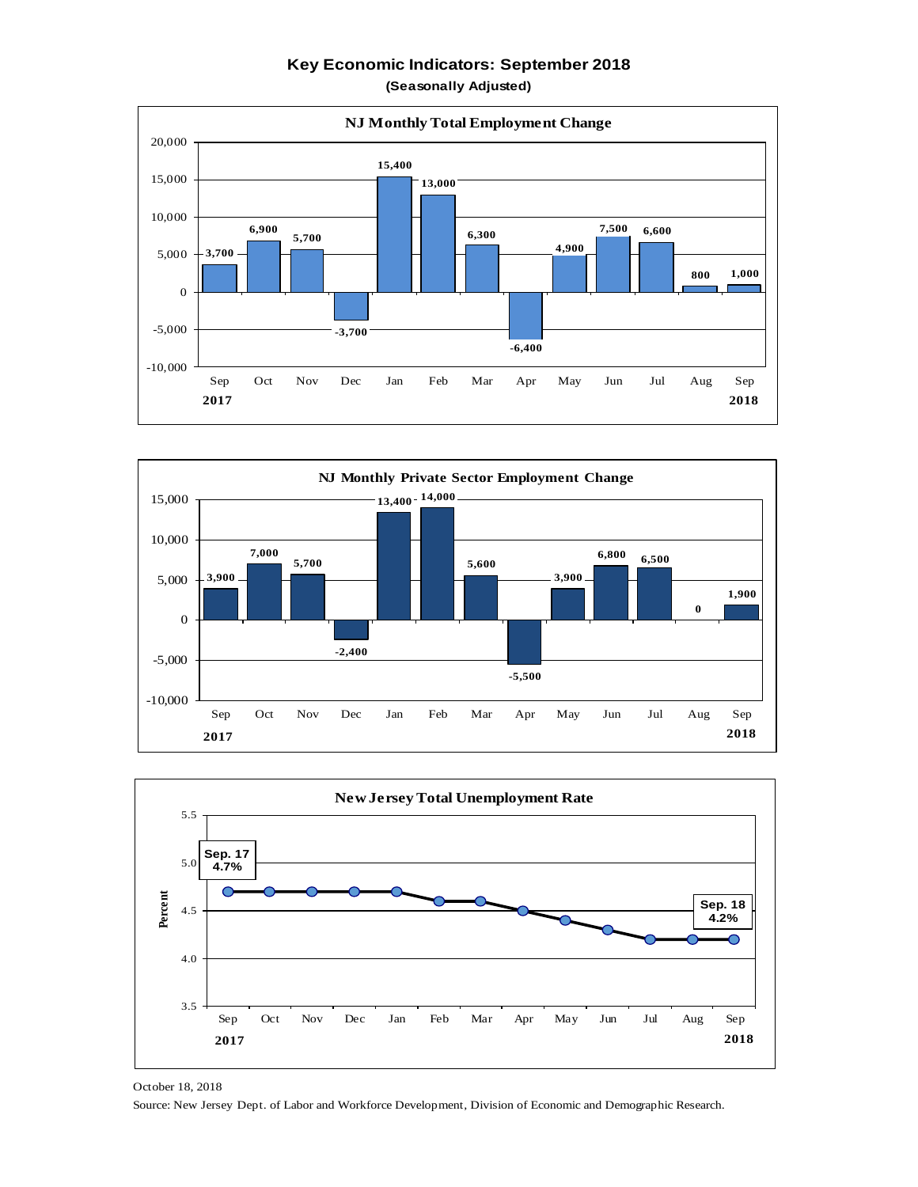# Key Economic Indicators: September 2018

**(Seasonally Adjusted)**

**NJ Monthly Total Employment Change**

20,000
15,000
10,000
5,000
0
-5,000
-10,000

3,700
6,900
5,700
-3,700
15,400
13,000
6,300
-6,400
4,900
7,500
6,600
800
1,000

Sep Oct Nov Dec Jan Feb Mar Apr May Jun Jul Aug Sep

2017 2018

**NJ Monthly Private Sector Employment Change**

15,000
10,000
5,000
0
-5,000
-10,000

3,900
7,000
5,700
-2,400
13,400
14,000
5,600
-5,500
3,900
6,800
6,500
0
1,900

Sep Oct Nov Dec Jan Feb Mar Apr May Jun Jul Aug Sep

2017 2018

**New Jersey Total Unemployment Rate**

Percent

5.5
5.0
4.5
4.0
3.5

Sep. 17
4.7%

Sep. 18
4.2%

Sep Oct Nov Dec Jan Feb Mar Apr May Jun Jul Aug Sep

2017 2018

October 18, 2018

Source: New Jersey Dept. of Labor and Workforce Development, Division of Economic and Demographic Research.